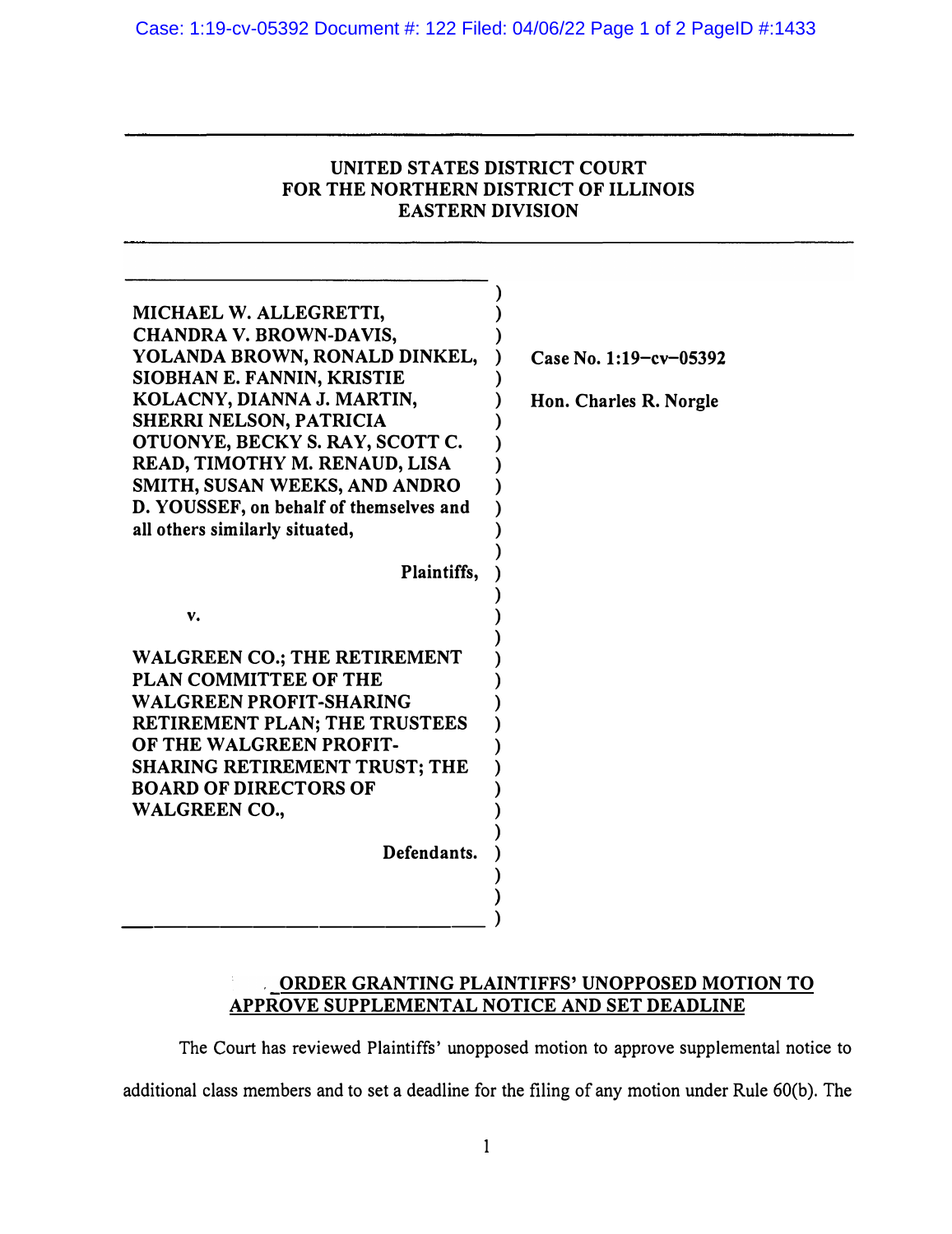UNITED STATES DISTRICT COURT
FOR THE NORTHERN DISTRICT OF ILLINOIS
EASTERN DIVISION

MICHAEL W. ALLEGRETTI, CHANDRA V. BROWN-DAVIS, YOLANDA BROWN, RONALD DINKEL, SIOBHAN E. FANNIN, KRISTIE KOLACNY, DIANNA J. MARTIN, SHERRI NELSON, PATRICIA OTUONYE, BECKY S. RAY, SCOTT C. READ, TIMOTHY M. RENAUD, LISA SMITH, SUSAN WEEKS, AND ANDRO D. YOUSSEF, on behalf of themselves and all others similarly situated,

Plaintiffs,

v.

WALGREEN CO.; THE RETIREMENT PLAN COMMITTEE OF THE WALGREEN PROFIT-SHARING RETIREMENT PLAN; THE TRUSTEES OF THE WALGREEN PROFIT-SHARING RETIREMENT TRUST; THE BOARD OF DIRECTORS OF WALGREEN CO.,

Defendants.

Case No. 1:19-cv-05392

Hon. Charles R. Norgle

**ORDER GRANTING PLAINTIFFS' UNOPPOSED MOTION TO APPROVE SUPPLEMENTAL NOTICE AND SET DEADLINE**

The Court has reviewed Plaintiffs' unopposed motion to approve supplemental notice to additional class members and to set a deadline for the filing of any motion under Rule 60(b). The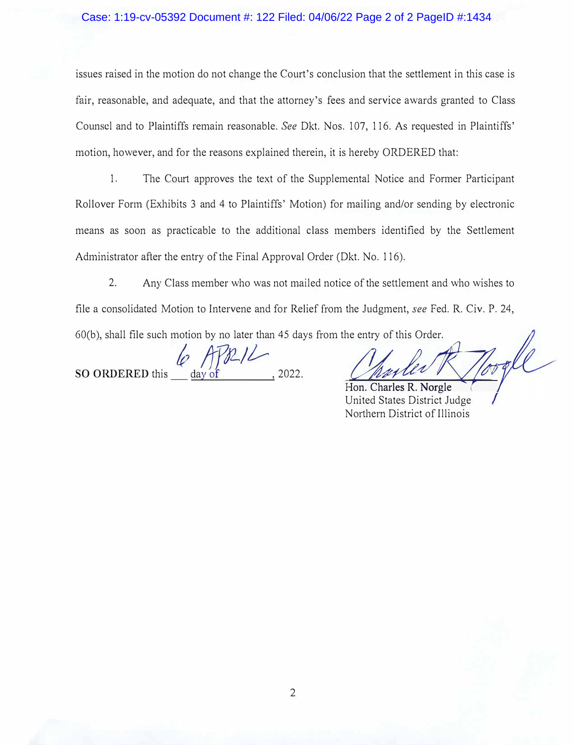issues raised in the motion do not change the Court's conclusion that the settlement in this case is fair, reasonable, and adequate, and that the attorney's fees and service awards granted to Class Counsel and to Plaintiffs remain reasonable. *See* Dkt. Nos. 107, 116. As requested in Plaintiffs' motion, however, and for the reasons explained therein, it is hereby ORDERED that:

1. The Court approves the text of the Supplemental Notice and Former Participant Rollover Form (Exhibits 3 and 4 to Plaintiffs' Motion) for mailing and/or sending by electronic means as soon as practicable to the additional class members identified by the Settlement Administrator after the entry of the Final Approval Order (Dkt. No. 116).

2. Any Class member who was not mailed notice of the settlement and who wishes to file a consolidated Motion to Intervene and for Relief from the Judgment, *see* Fed. R. Civ. P. 24, 60(b), shall file such motion by no later than 45 days from the entry of this Order.

**SO ORDERED** this 6 day of APRIL, 2022.

Hon. Charles R. Norgle
United States District Judge
Northern District of Illinois